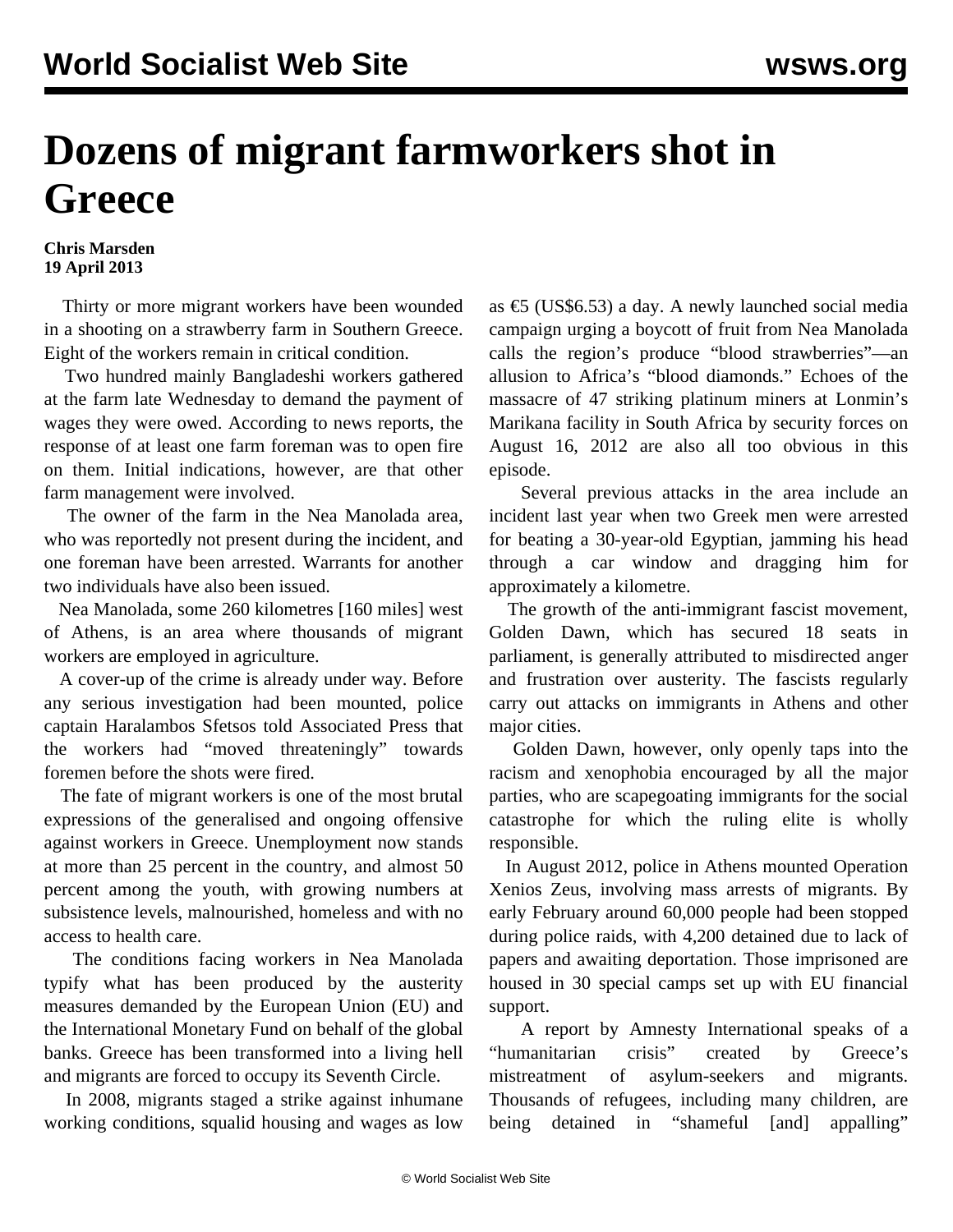# Dozens of migrant farmworkers shot in Greece

**Chris Marsden**
**19 April 2013**

Thirty or more migrant workers have been wounded in a shooting on a strawberry farm in Southern Greece. Eight of the workers remain in critical condition.

Two hundred mainly Bangladeshi workers gathered at the farm late Wednesday to demand the payment of wages they were owed. According to news reports, the response of at least one farm foreman was to open fire on them. Initial indications, however, are that other farm management were involved.

The owner of the farm in the Nea Manolada area, who was reportedly not present during the incident, and one foreman have been arrested. Warrants for another two individuals have also been issued.

Nea Manolada, some 260 kilometres [160 miles] west of Athens, is an area where thousands of migrant workers are employed in agriculture.

A cover-up of the crime is already under way. Before any serious investigation had been mounted, police captain Haralambos Sfetsos told Associated Press that the workers had "moved threateningly" towards foremen before the shots were fired.

The fate of migrant workers is one of the most brutal expressions of the generalised and ongoing offensive against workers in Greece. Unemployment now stands at more than 25 percent in the country, and almost 50 percent among the youth, with growing numbers at subsistence levels, malnourished, homeless and with no access to health care.

The conditions facing workers in Nea Manolada typify what has been produced by the austerity measures demanded by the European Union (EU) and the International Monetary Fund on behalf of the global banks. Greece has been transformed into a living hell and migrants are forced to occupy its Seventh Circle.

In 2008, migrants staged a strike against inhumane working conditions, squalid housing and wages as low as €5 (US$6.53) a day. A newly launched social media campaign urging a boycott of fruit from Nea Manolada calls the region's produce "blood strawberries"—an allusion to Africa's "blood diamonds." Echoes of the massacre of 47 striking platinum miners at Lonmin's Marikana facility in South Africa by security forces on August 16, 2012 are also all too obvious in this episode.

Several previous attacks in the area include an incident last year when two Greek men were arrested for beating a 30-year-old Egyptian, jamming his head through a car window and dragging him for approximately a kilometre.

The growth of the anti-immigrant fascist movement, Golden Dawn, which has secured 18 seats in parliament, is generally attributed to misdirected anger and frustration over austerity. The fascists regularly carry out attacks on immigrants in Athens and other major cities.

Golden Dawn, however, only openly taps into the racism and xenophobia encouraged by all the major parties, who are scapegoating immigrants for the social catastrophe for which the ruling elite is wholly responsible.

In August 2012, police in Athens mounted Operation Xenios Zeus, involving mass arrests of migrants. By early February around 60,000 people had been stopped during police raids, with 4,200 detained due to lack of papers and awaiting deportation. Those imprisoned are housed in 30 special camps set up with EU financial support.

A report by Amnesty International speaks of a "humanitarian crisis" created by Greece's mistreatment of asylum-seekers and migrants. Thousands of refugees, including many children, are being detained in "shameful [and] appalling"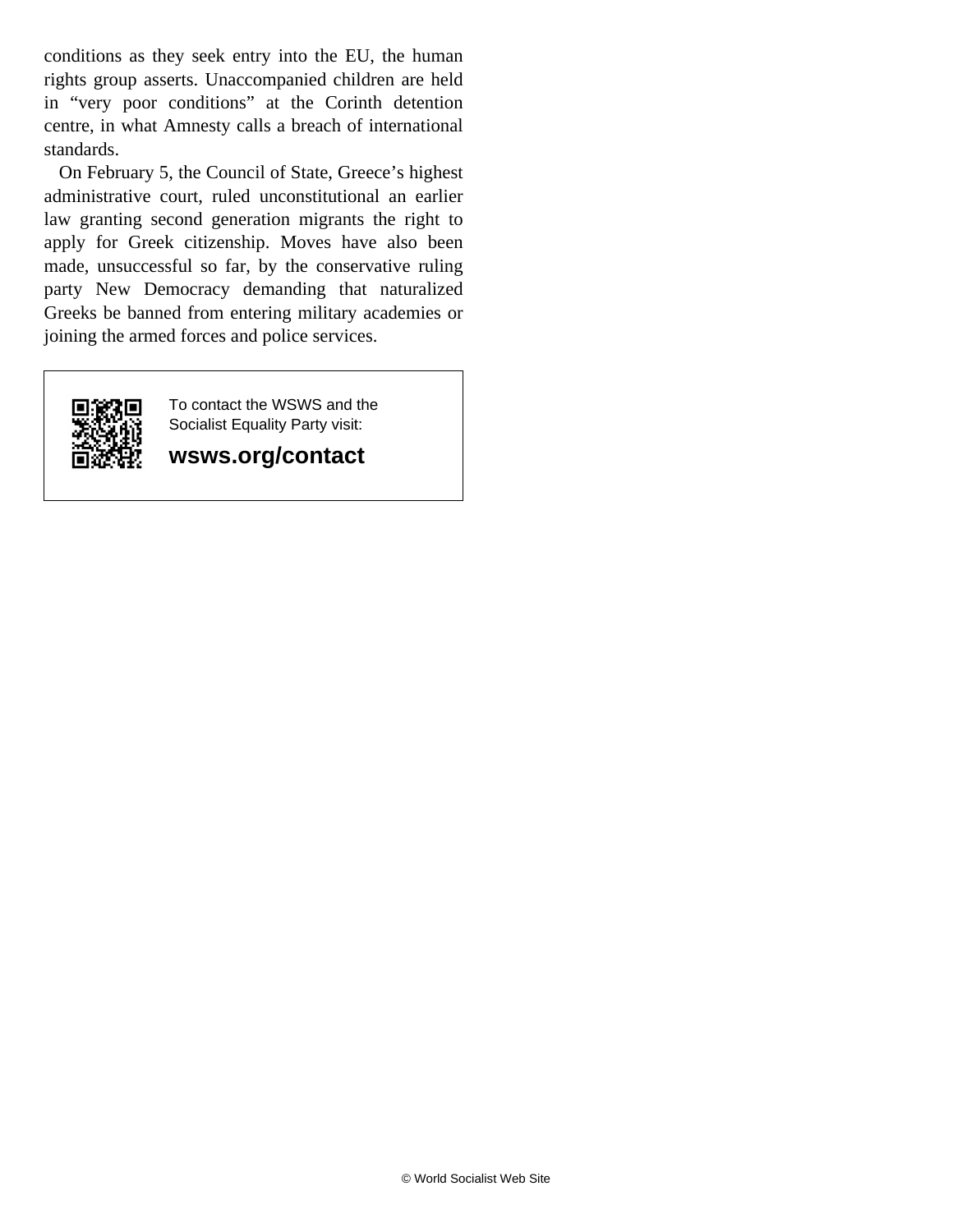conditions as they seek entry into the EU, the human rights group asserts. Unaccompanied children are held in “very poor conditions” at the Corinth detention centre, in what Amnesty calls a breach of international standards.

On February 5, the Council of State, Greece’s highest administrative court, ruled unconstitutional an earlier law granting second generation migrants the right to apply for Greek citizenship. Moves have also been made, unsuccessful so far, by the conservative ruling party New Democracy demanding that naturalized Greeks be banned from entering military academies or joining the armed forces and police services.

To contact the WSWS and the Socialist Equality Party visit:

**wsws.org/contact**